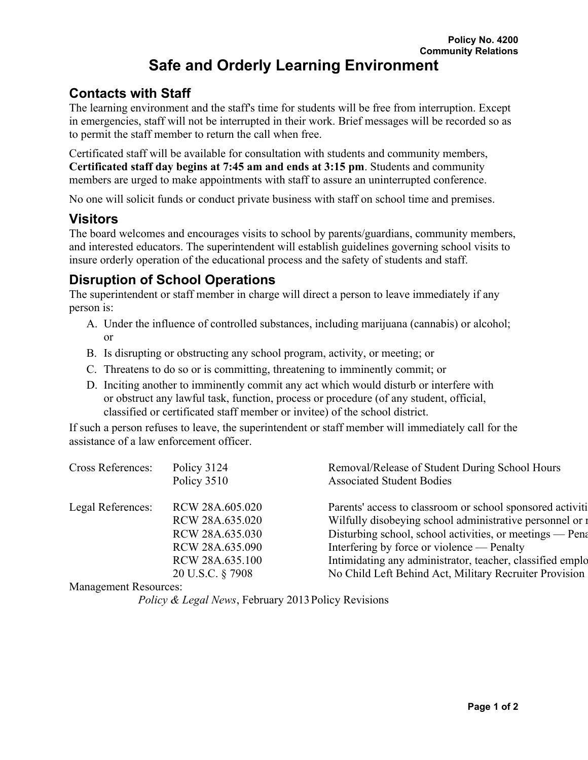Policy No. 4200
Community Relations

# Safe and Orderly Learning Environment

## Contacts with Staff

The learning environment and the staff's time for students will be free from interruption. Except in emergencies, staff will not be interrupted in their work. Brief messages will be recorded so as to permit the staff member to return the call when free.

Certificated staff will be available for consultation with students and community members, **Certificated staff day begins at 7:45 am and ends at 3:15 pm**. Students and community members are urged to make appointments with staff to assure an uninterrupted conference.

No one will solicit funds or conduct private business with staff on school time and premises.

## Visitors

The board welcomes and encourages visits to school by parents/guardians, community members, and interested educators. The superintendent will establish guidelines governing school visits to insure orderly operation of the educational process and the safety of students and staff.

## Disruption of School Operations

The superintendent or staff member in charge will direct a person to leave immediately if any person is:

A. Under the influence of controlled substances, including marijuana (cannabis) or alcohol; or
B. Is disrupting or obstructing any school program, activity, or meeting; or
C. Threatens to do so or is committing, threatening to imminently commit; or
D. Inciting another to imminently commit any act which would disturb or interfere with or obstruct any lawful task, function, process or procedure (of any student, official, classified or certificated staff member or invitee) of the school district.

If such a person refuses to leave, the superintendent or staff member will immediately call for the assistance of a law enforcement officer.

| | | |
|---|---|---|
| Cross References: | Policy 3124 | Removal/Release of Student During School Hours |
| | Policy 3510 | Associated Student Bodies |
| Legal References: | RCW 28A.605.020 | Parents' access to classroom or school sponsored activiti |
| | RCW 28A.635.020 | Wilfully disobeying school administrative personnel or r |
| | RCW 28A.635.030 | Disturbing school, school activities, or meetings — Pena |
| | RCW 28A.635.090 | Interfering by force or violence — Penalty |
| | RCW 28A.635.100 | Intimidating any administrator, teacher, classified emplo |
| | 20 U.S.C. § 7908 | No Child Left Behind Act, Military Recruiter Provision |

Management Resources:
*Policy & Legal News*, February 2013 Policy Revisions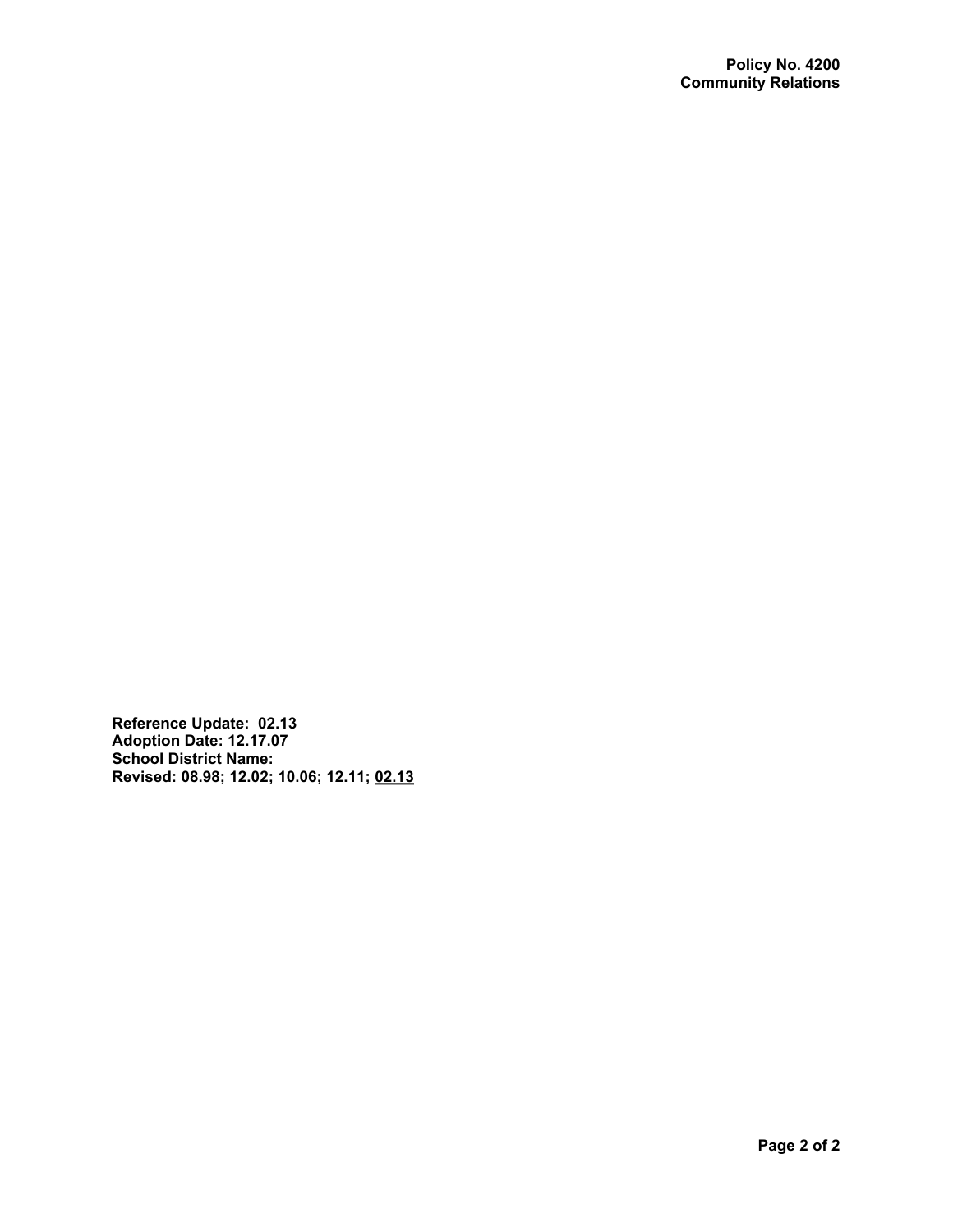**Reference Update: 02.13**
**Adoption Date: 12.17.07**
**School District Name:**
**Revised: 08.98; 12.02; 10.06; 12.11; <u>02.13</u>**